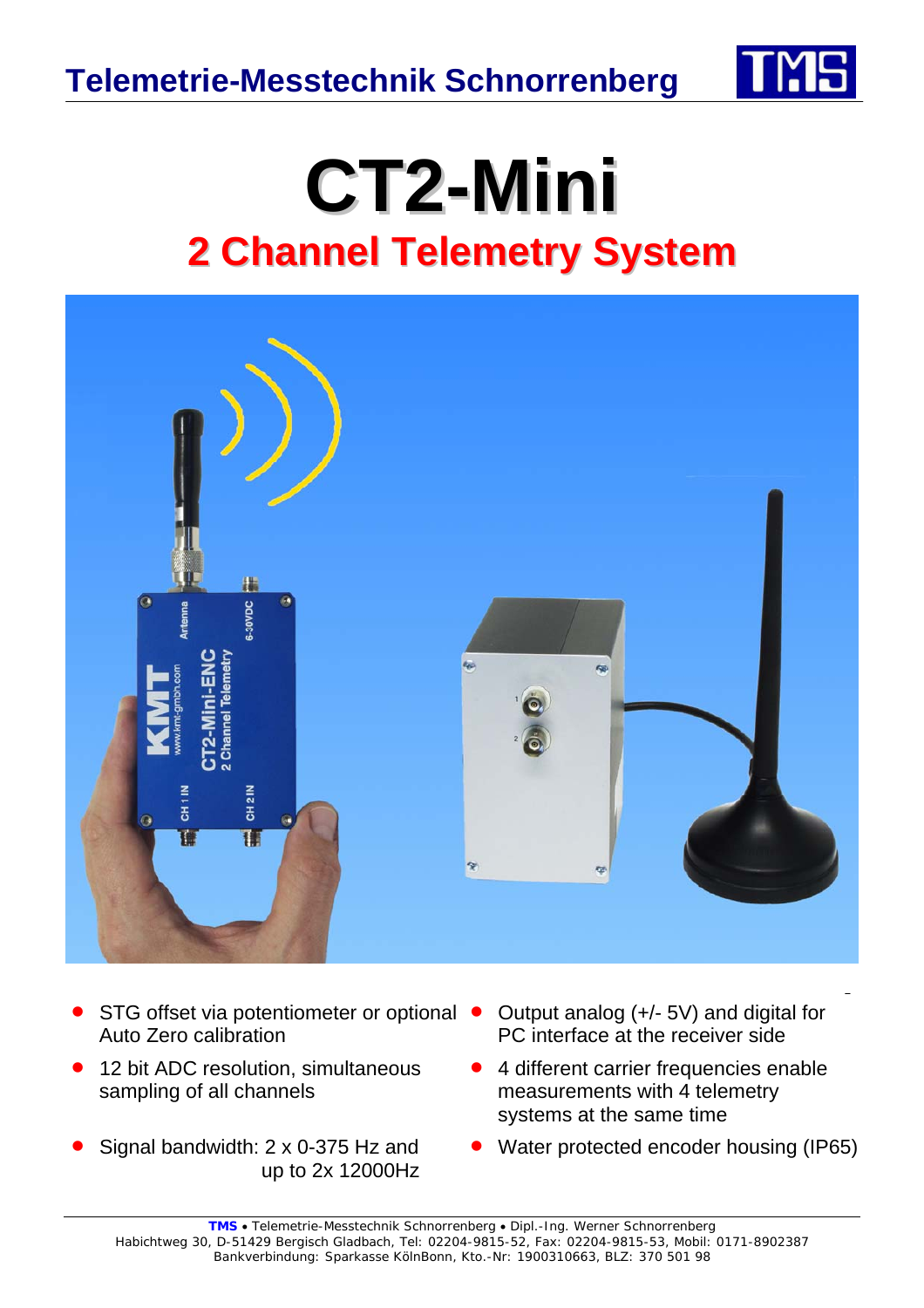# CT2-Mini

## 2 Channel Telemetry System

- STG offset via potentiometer or optional Auto Zero calibration
- 12 bit ADC resolution, simultaneous sampling of all channels
- Signal bandwidth: 2 x 0-375 Hz and up to 2x 12000Hz
- Output analog (+/- 5V) and digital for PC interface at the receiver side
- 4 different carrier frequencies enable measurements with 4 telemetry systems at the same time
- Water protected encoder housing (IP65)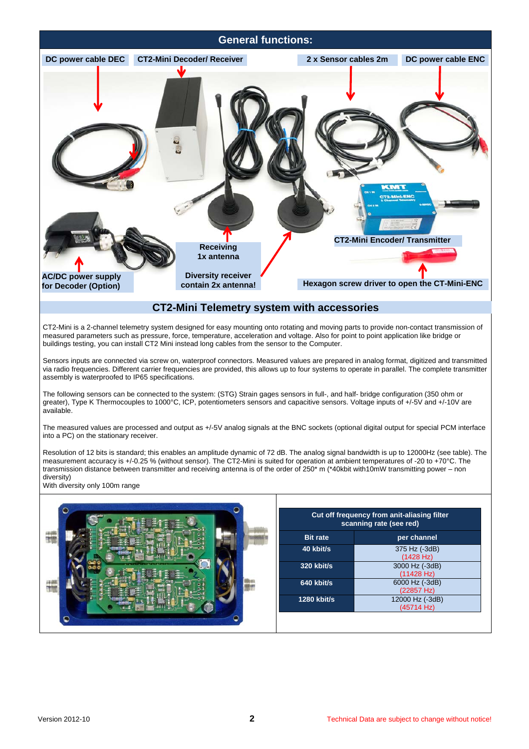## General functions:

DC power cable DEC | CT2-Mini Decoder/ Receiver | 2 x Sensor cables 2m | DC power cable ENC

Receiving 1x antenna

Diversity receiver contain 2x antenna!

CT2-Mini Encoder/ Transmitter

AC/DC power supply for Decoder (Option)

Hexagon screw driver to open the CT-Mini-ENC

## CT2-Mini Telemetry system with accessories

CT2-Mini is a 2-channel telemetry system designed for easy mounting onto rotating and moving parts to provide non-contact transmission of measured parameters such as pressure, force, temperature, acceleration and voltage. Also for point to point application like bridge or buildings testing, you can install CT2 Mini instead long cables from the sensor to the Computer.

Sensors inputs are connected via screw on, waterproof connectors. Measured values are prepared in analog format, digitized and transmitted via radio frequencies. Different carrier frequencies are provided, this allows up to four systems to operate in parallel. The complete transmitter assembly is waterproofed to IP65 specifications.

The following sensors can be connected to the system: (STG) Strain gages sensors in full-, and half- bridge configuration (350 ohm or greater), Type K Thermocouples to 1000°C, ICP, potentiometers sensors and capacitive sensors. Voltage inputs of +/-5V and +/-10V are available.

The measured values are processed and output as +/-5V analog signals at the BNC sockets (optional digital output for special PCM interface into a PC) on the stationary receiver.

Resolution of 12 bits is standard; this enables an amplitude dynamic of 72 dB. The analog signal bandwidth is up to 12000Hz (see table). The measurement accuracy is +/-0.25 % (without sensor). The CT2-Mini is suited for operation at ambient temperatures of -20 to +70°C. The transmission distance between transmitter and receiving antenna is of the order of 250* m (*40kbit with10mW transmitting power – non diversity)
With diversity only 100m range

| Cut off frequency from anit-aliasing filter scanning rate (see red) | |
|---|---|
| **Bit rate** | **per channel** |
| **40 kbit/s** | 375 Hz (-3dB) (1428 Hz) |
| **320 kbit/s** | 3000 Hz (-3dB) (11428 Hz) |
| **640 kbit/s** | 6000 Hz (-3dB) (22857 Hz) |
| **1280 kbit/s** | 12000 Hz (-3dB) (45714 Hz) |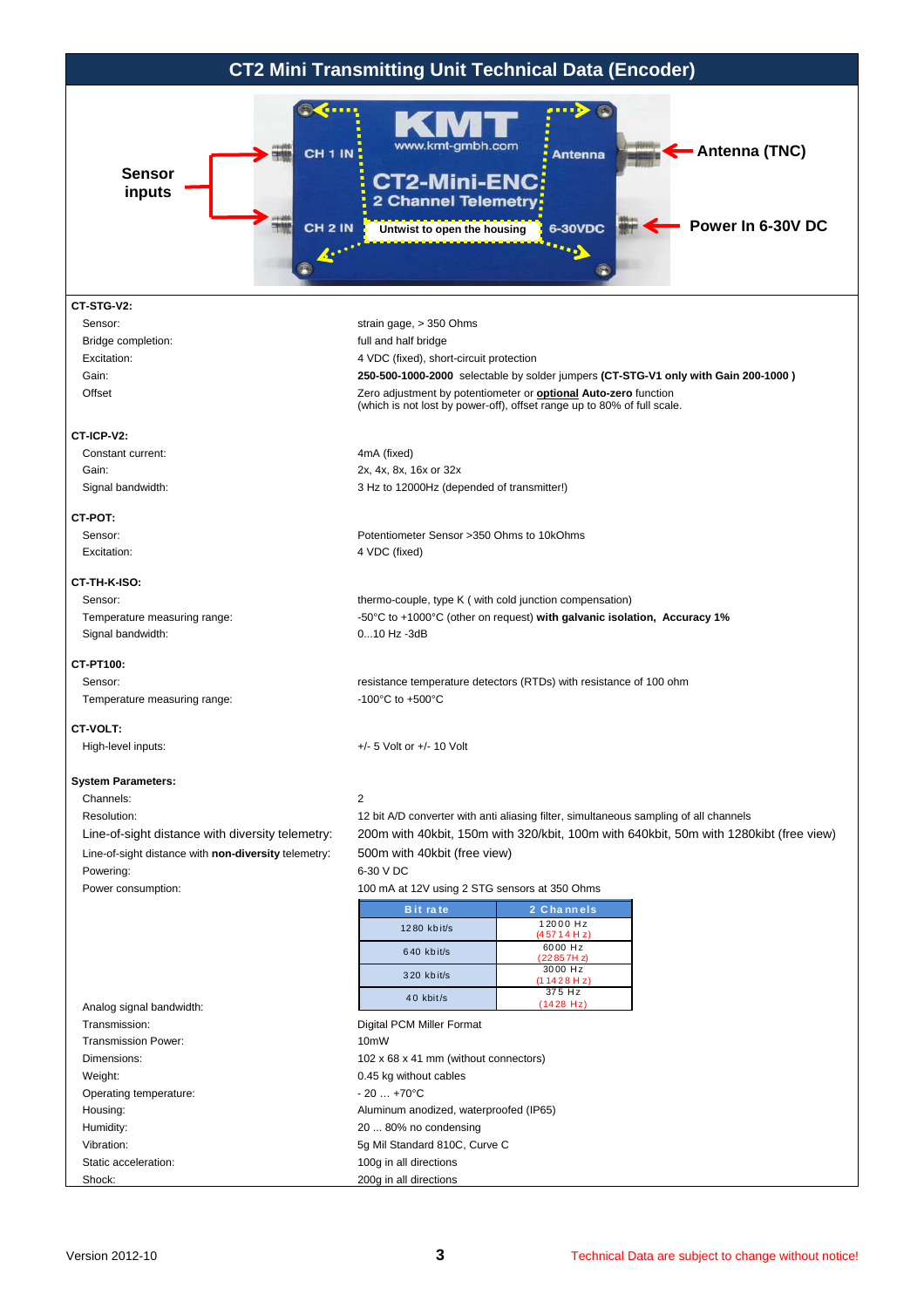# CT2 Mini Transmitting Unit Technical Data (Encoder)

Sensor inputs

Antenna (TNC)

Power In 6-30V DC

**CT-STG-V2:**

| | |
|---|---|
| Sensor: | strain gage, > 350 Ohms |
| Bridge completion: | full and half bridge |
| Excitation: | 4 VDC (fixed), short-circuit protection |
| Gain: | **250-500-1000-2000** selectable by solder jumpers **(CT-STG-V1 only with Gain 200-1000 )** |
| Offset | Zero adjustment by potentiometer or **optional** **Auto-zero** function (which is not lost by power-off), offset range up to 80% of full scale. |

**CT-ICP-V2:**

| | |
|---|---|
| Constant current: | 4mA (fixed) |
| Gain: | 2x, 4x, 8x, 16x or 32x |
| Signal bandwidth: | 3 Hz to 12000Hz (depended of transmitter!) |

**CT-POT:**

| | |
|---|---|
| Sensor: | Potentiometer Sensor >350 Ohms to 10kOhms |
| Excitation: | 4 VDC (fixed) |

**CT-TH-K-ISO:**

| | |
|---|---|
| Sensor: | thermo-couple, type K ( with cold junction compensation) |
| Temperature measuring range: | -50°C to +1000°C (other on request) **with galvanic isolation, Accuracy 1%** |
| Signal bandwidth: | 0...10 Hz -3dB |

**CT-PT100:**

| | |
|---|---|
| Sensor: | resistance temperature detectors (RTDs) with resistance of 100 ohm |
| Temperature measuring range: | -100°C to +500°C |

**CT-VOLT:**

| | |
|---|---|
| High-level inputs: | +/- 5 Volt or +/- 10 Volt |

**System Parameters:**

| | |
|---|---|
| Channels: | 2 |
| Resolution: | 12 bit A/D converter with anti aliasing filter, simultaneous sampling of all channels |
| Line-of-sight distance with diversity telemetry: | 200m with 40kbit, 150m with 320/kbit, 100m with 640kbit, 50m with 1280kibt (free view) |
| Line-of-sight distance with **non-diversity** telemetry: | 500m with 40kbit (free view) |
| Powering: | 6-30 V DC |
| Power consumption: | 100 mA at 12V using 2 STG sensors at 350 Ohms |

Analog signal bandwidth:

| Bit rate | 2 Channels |
|---|---|
| 1280 kbit/s | 12000 Hz (45714 Hz) |
| 640 kbit/s | 6000 Hz (22857H z) |
| 320 kbit/s | 3000 Hz (11428 Hz) |
| 40 kbit/s | 375 Hz (1428 Hz) |

| | |
|---|---|
| Transmission: | Digital PCM Miller Format |
| Transmission Power: | 10mW |
| Dimensions: | 102 x 68 x 41 mm (without connectors) |
| Weight: | 0.45 kg without cables |
| Operating temperature: | - 20 … +70°C |
| Housing: | Aluminum anodized, waterproofed (IP65) |
| Humidity: | 20 ... 80% no condensing |
| Vibration: | 5g Mil Standard 810C, Curve C |
| Static acceleration: | 100g in all directions |
| Shock: | 200g in all directions |

Version 2012-10

Technical Data are subject to change without notice!